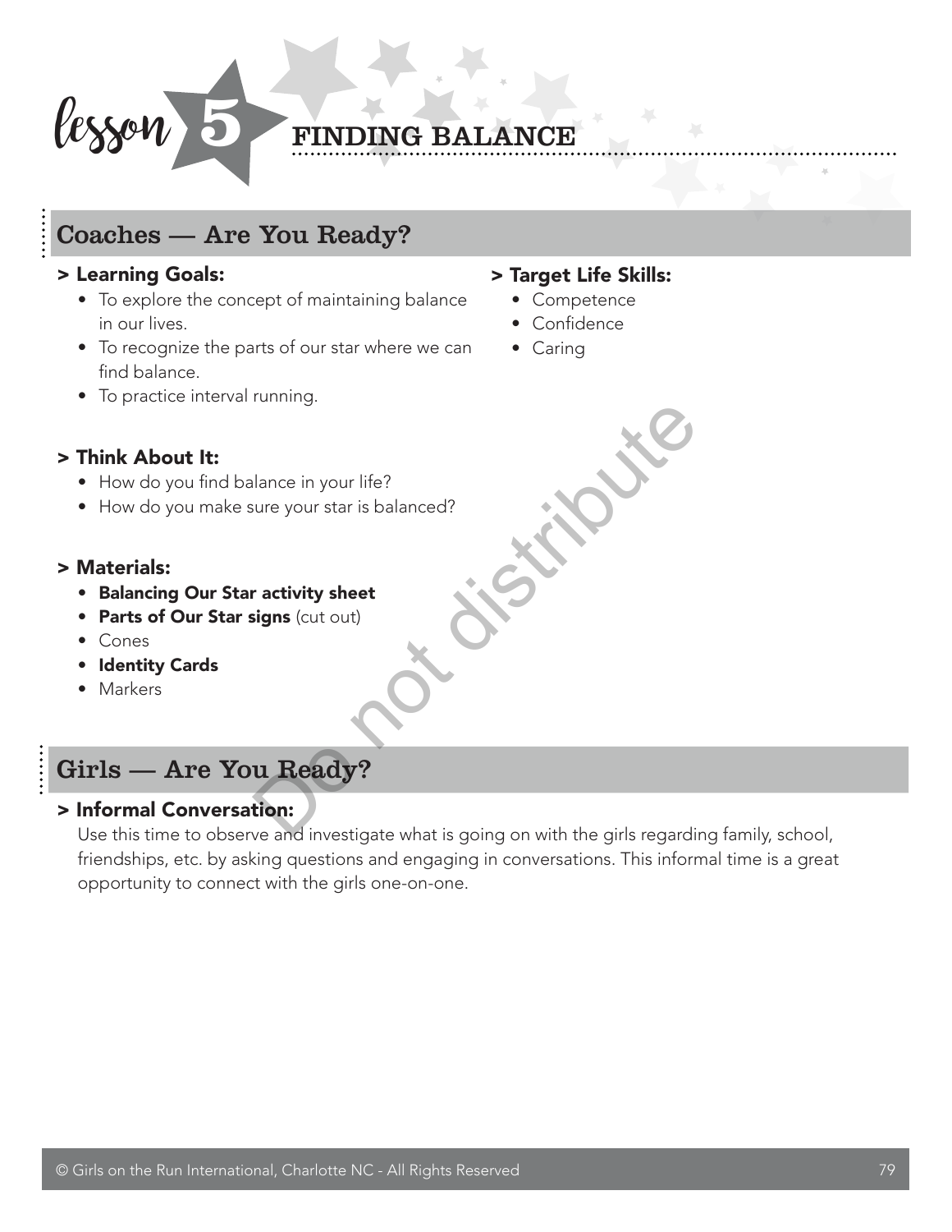# lesson 5 FINDING BALANCE

## Coaches — Are You Ready?

### > Learning Goals:

- To explore the concept of maintaining balance in our lives.
- To recognize the parts of our star where we can find balance.
- To practice interval running.

### > Target Life Skills:

- Competence
- Confidence
- Caring

### > Think About It:

- How do you find balance in your life?
- How do you make sure your star is balanced?

### > Materials:

- **Balancing Our Star activity sheet**
- **Parts of Our Star signs** (cut out)
- Cones
- **Identity Cards**
- Markers

## Girls — Are You Ready?

### > Informal Conversation:

Use this time to observe and investigate what is going on with the girls regarding family, school, friendships, etc. by asking questions and engaging in conversations. This informal time is a great opportunity to connect with the girls one-on-one.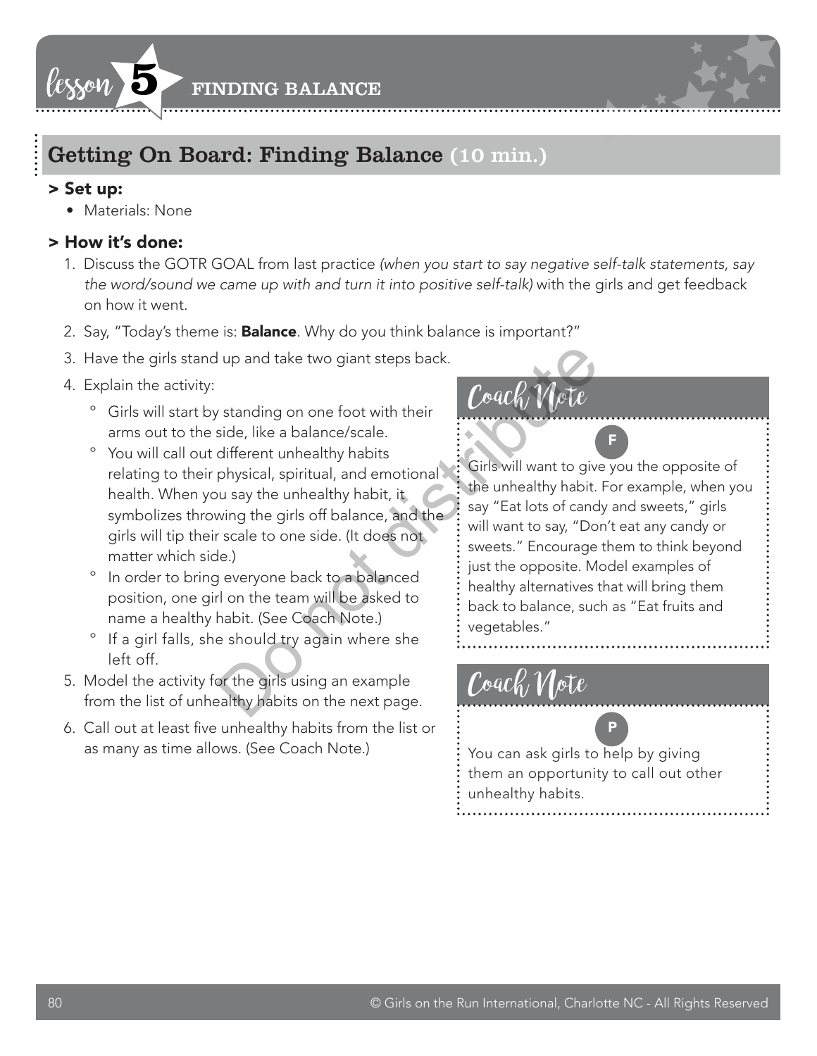# lesson 5 FINDING BALANCE

## Getting On Board: Finding Balance (10 min.)

### > Set up:

- Materials: None

### > How it's done:

1. Discuss the GOTR GOAL from last practice *(when you start to say negative self-talk statements, say the word/sound we came up with and turn it into positive self-talk)* with the girls and get feedback on how it went.
2. Say, "Today's theme is: **Balance**. Why do you think balance is important?"
3. Have the girls stand up and take two giant steps back.
4. Explain the activity:
   - Girls will start by standing on one foot with their arms out to the side, like a balance/scale.
   - You will call out different unhealthy habits relating to their physical, spiritual, and emotional health. When you say the unhealthy habit, it symbolizes throwing the girls off balance, and the girls will tip their scale to one side. (It does not matter which side.)
   - In order to bring everyone back to a balanced position, one girl on the team will be asked to name a healthy habit. (See Coach Note.)
   - If a girl falls, she should try again where she left off.
5. Model the activity for the girls using an example from the list of unhealthy habits on the next page.
6. Call out at least five unhealthy habits from the list or as many as time allows. (See Coach Note.)

> **Coach Note**
>
> F
>
> Girls will want to give you the opposite of the unhealthy habit. For example, when you say "Eat lots of candy and sweets," girls will want to say, "Don't eat any candy or sweets." Encourage them to think beyond just the opposite. Model examples of healthy alternatives that will bring them back to balance, such as "Eat fruits and vegetables."

> **Coach Note**
>
> P
>
> You can ask girls to help by giving them an opportunity to call out other unhealthy habits.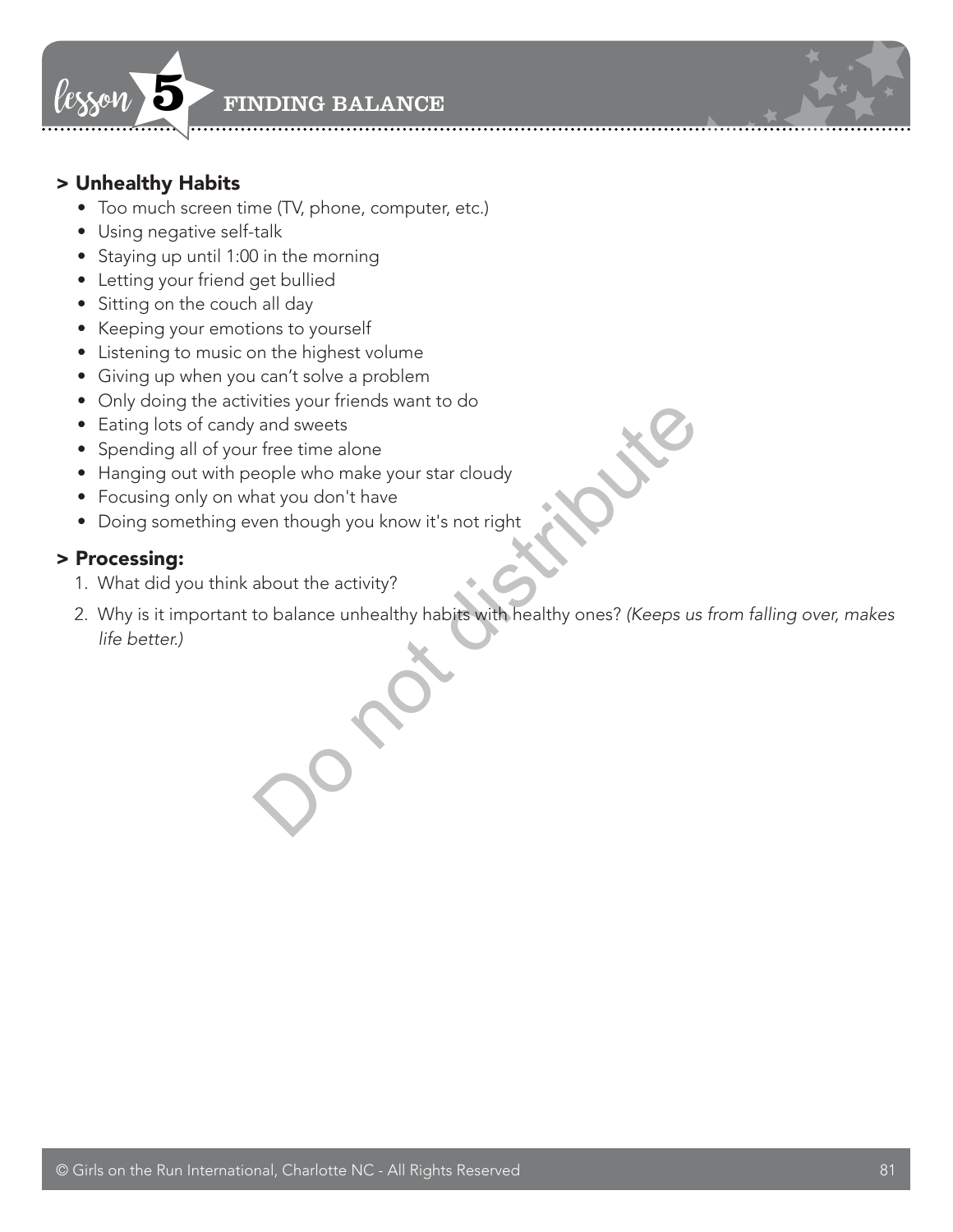## > Unhealthy Habits

- Too much screen time (TV, phone, computer, etc.)
- Using negative self-talk
- Staying up until 1:00 in the morning
- Letting your friend get bullied
- Sitting on the couch all day
- Keeping your emotions to yourself
- Listening to music on the highest volume
- Giving up when you can't solve a problem
- Only doing the activities your friends want to do
- Eating lots of candy and sweets
- Spending all of your free time alone
- Hanging out with people who make your star cloudy
- Focusing only on what you don't have
- Doing something even though you know it's not right

## > Processing:

1. What did you think about the activity?
2. Why is it important to balance unhealthy habits with healthy ones? *(Keeps us from falling over, makes life better.)*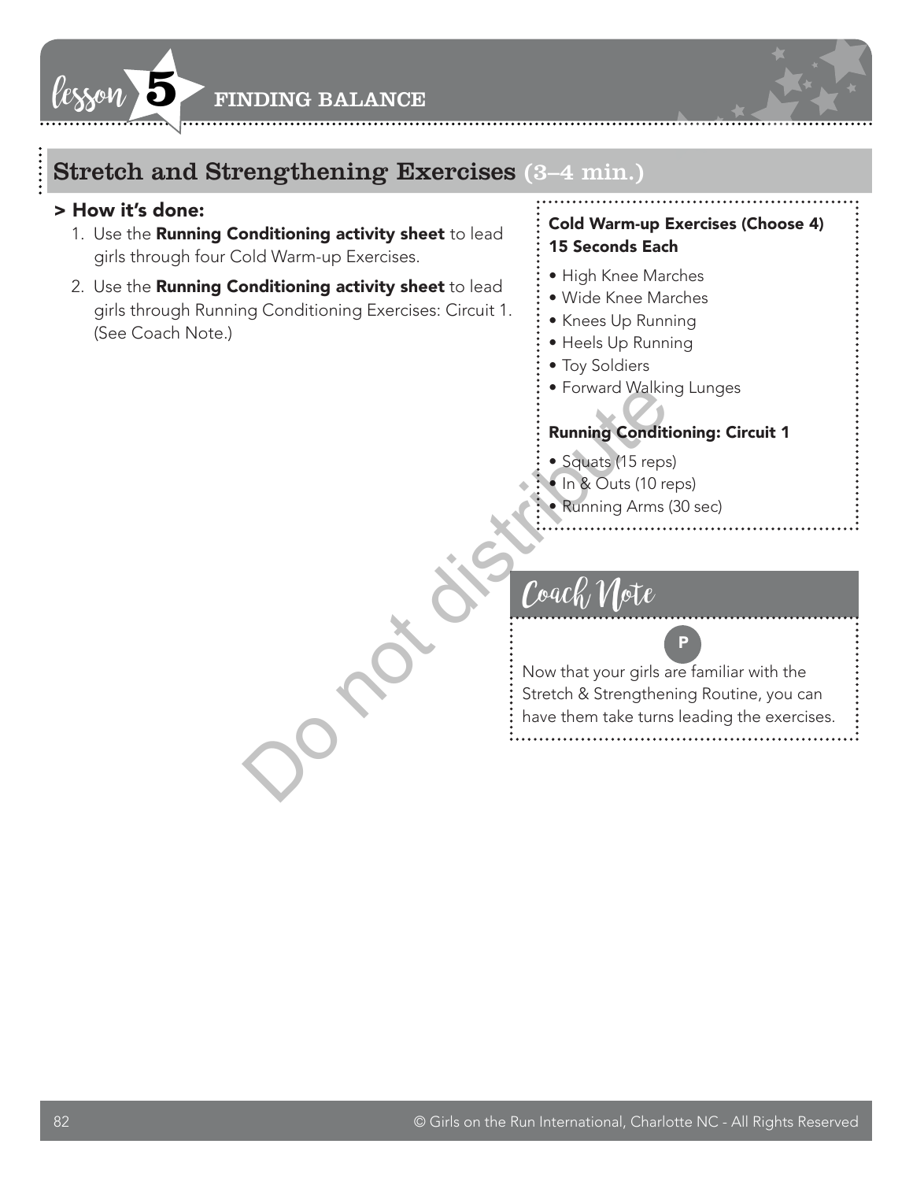# lesson 5 FINDING BALANCE

## Stretch and Strengthening Exercises (3–4 min.)

### > How it's done:

1. Use the **Running Conditioning activity sheet** to lead girls through four Cold Warm-up Exercises.
2. Use the **Running Conditioning activity sheet** to lead girls through Running Conditioning Exercises: Circuit 1. (See Coach Note.)

**Cold Warm-up Exercises (Choose 4) 15 Seconds Each**

- High Knee Marches
- Wide Knee Marches
- Knees Up Running
- Heels Up Running
- Toy Soldiers
- Forward Walking Lunges

**Running Conditioning: Circuit 1**

- Squats (15 reps)
- In & Outs (10 reps)
- Running Arms (30 sec)

### Coach Note

P

Now that your girls are familiar with the Stretch & Strengthening Routine, you can have them take turns leading the exercises.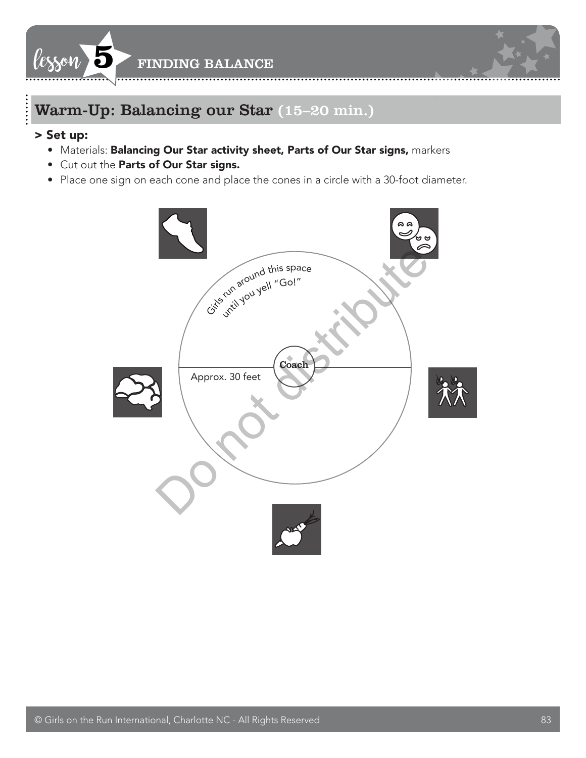# Lesson 5 FINDING BALANCE

## Warm-Up: Balancing our Star (15–20 min.)

**> Set up:**

- Materials: **Balancing Our Star activity sheet, Parts of Our Star signs,** markers
- Cut out the **Parts of Our Star signs.**
- Place one sign on each cone and place the cones in a circle with a 30-foot diameter.

Girls run around this space until you yell "Go!"

Coach

Approx. 30 feet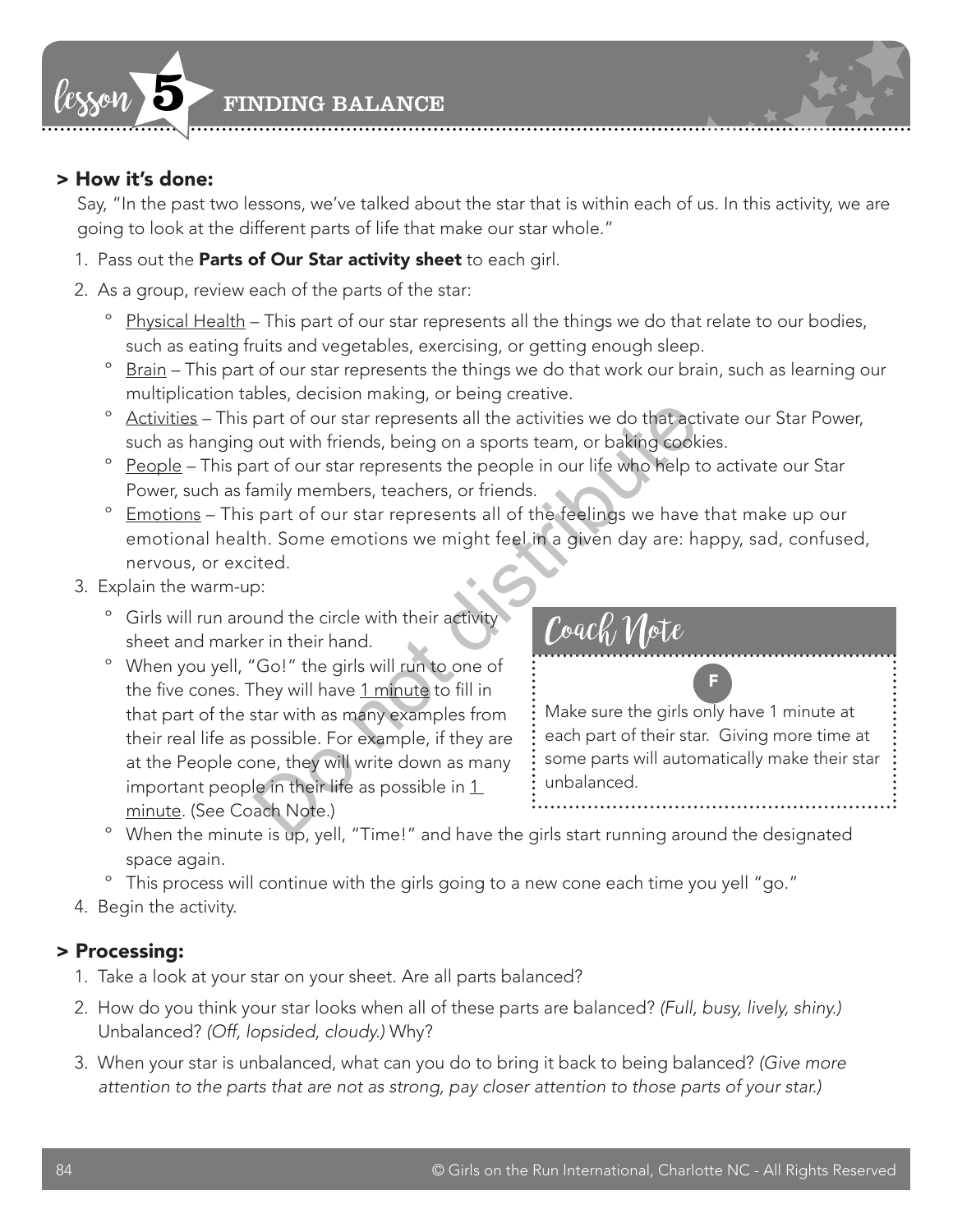## > How it's done:

Say, "In the past two lessons, we've talked about the star that is within each of us. In this activity, we are going to look at the different parts of life that make our star whole."

1. Pass out the **Parts of Our Star activity sheet** to each girl.
2. As a group, review each of the parts of the star:
   - Physical Health – This part of our star represents all the things we do that relate to our bodies, such as eating fruits and vegetables, exercising, or getting enough sleep.
   - Brain – This part of our star represents the things we do that work our brain, such as learning our multiplication tables, decision making, or being creative.
   - Activities – This part of our star represents all the activities we do that activate our Star Power, such as hanging out with friends, being on a sports team, or baking cookies.
   - People – This part of our star represents the people in our life who help to activate our Star Power, such as family members, teachers, or friends.
   - Emotions – This part of our star represents all of the feelings we have that make up our emotional health. Some emotions we might feel in a given day are: happy, sad, confused, nervous, or excited.
3. Explain the warm-up:
   - Girls will run around the circle with their activity sheet and marker in their hand.
   - When you yell, "Go!" the girls will run to one of the five cones. They will have 1 minute to fill in that part of the star with as many examples from their real life as possible. For example, if they are at the People cone, they will write down as many important people in their life as possible in 1 minute. (See Coach Note.)
   - When the minute is up, yell, "Time!" and have the girls start running around the designated space again.
   - This process will continue with the girls going to a new cone each time you yell "go."
4. Begin the activity.

> **Coach Note**
>
> F
>
> Make sure the girls only have 1 minute at each part of their star. Giving more time at some parts will automatically make their star unbalanced.

## > Processing:

1. Take a look at your star on your sheet. Are all parts balanced?
2. How do you think your star looks when all of these parts are balanced? *(Full, busy, lively, shiny.)* Unbalanced? *(Off, lopsided, cloudy.)* Why?
3. When your star is unbalanced, what can you do to bring it back to being balanced? *(Give more attention to the parts that are not as strong, pay closer attention to those parts of your star.)*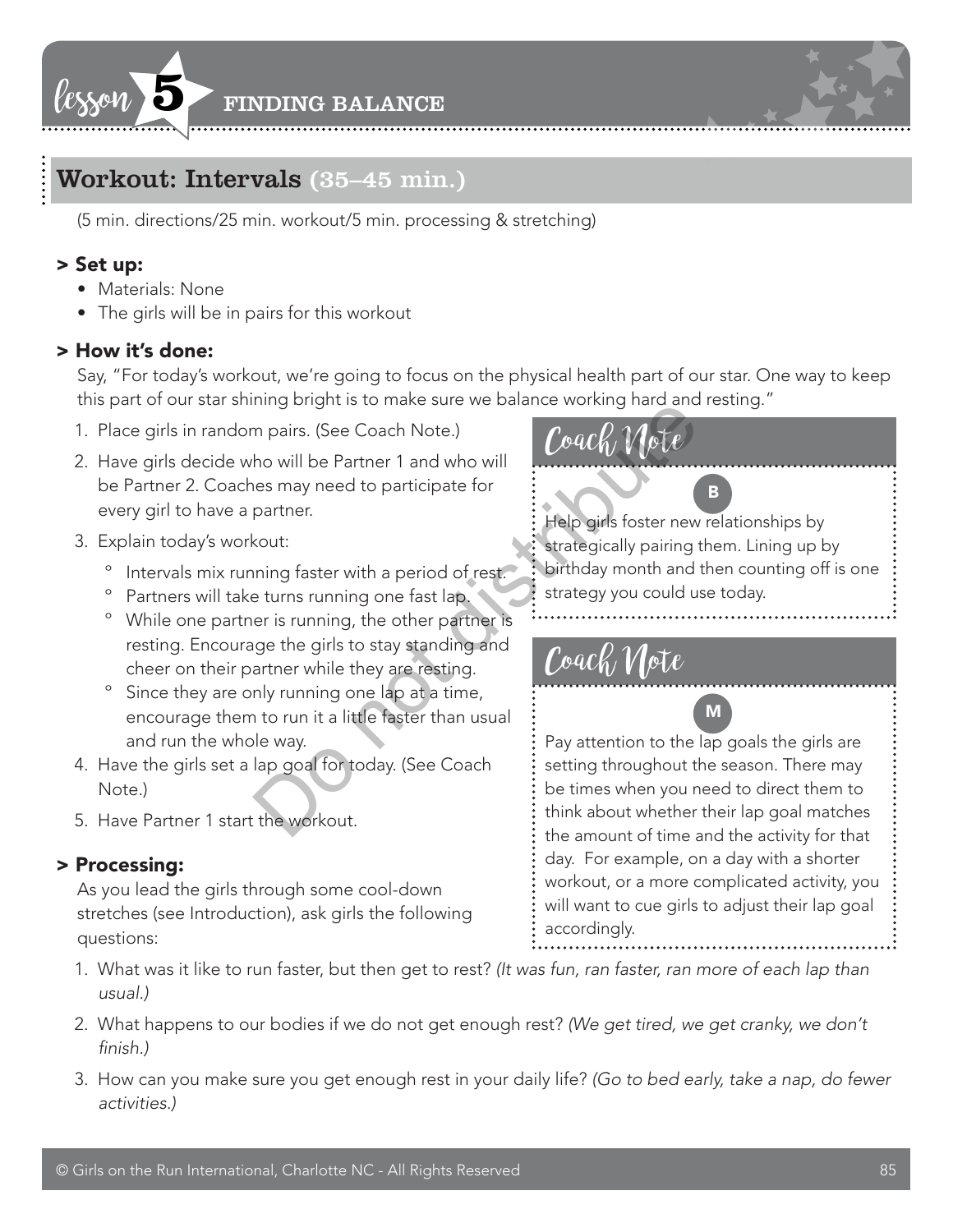## Workout: Intervals (35–45 min.)

(5 min. directions/25 min. workout/5 min. processing & stretching)

### > Set up:

- Materials: None
- The girls will be in pairs for this workout

### > How it's done:

Say, "For today's workout, we're going to focus on the physical health part of our star. One way to keep this part of our star shining bright is to make sure we balance working hard and resting."

1. Place girls in random pairs. (See Coach Note.)
2. Have girls decide who will be Partner 1 and who will be Partner 2. Coaches may need to participate for every girl to have a partner.
3. Explain today's workout:
   - Intervals mix running faster with a period of rest.
   - Partners will take turns running one fast lap.
   - While one partner is running, the other partner is resting. Encourage the girls to stay standing and cheer on their partner while they are resting.
   - Since they are only running one lap at a time, encourage them to run it a little faster than usual and run the whole way.
4. Have the girls set a lap goal for today. (See Coach Note.)
5. Have Partner 1 start the workout.

> **Coach Note**
>
> **B**
>
> Help girls foster new relationships by strategically pairing them. Lining up by birthday month and then counting off is one strategy you could use today.

> **Coach Note**
>
> **M**
>
> Pay attention to the lap goals the girls are setting throughout the season. There may be times when you need to direct them to think about whether their lap goal matches the amount of time and the activity for that day. For example, on a day with a shorter workout, or a more complicated activity, you will want to cue girls to adjust their lap goal accordingly.

### > Processing:

As you lead the girls through some cool-down stretches (see Introduction), ask girls the following questions:

1. What was it like to run faster, but then get to rest? *(It was fun, ran faster, ran more of each lap than usual.)*
2. What happens to our bodies if we do not get enough rest? *(We get tired, we get cranky, we don't finish.)*
3. How can you make sure you get enough rest in your daily life? *(Go to bed early, take a nap, do fewer activities.)*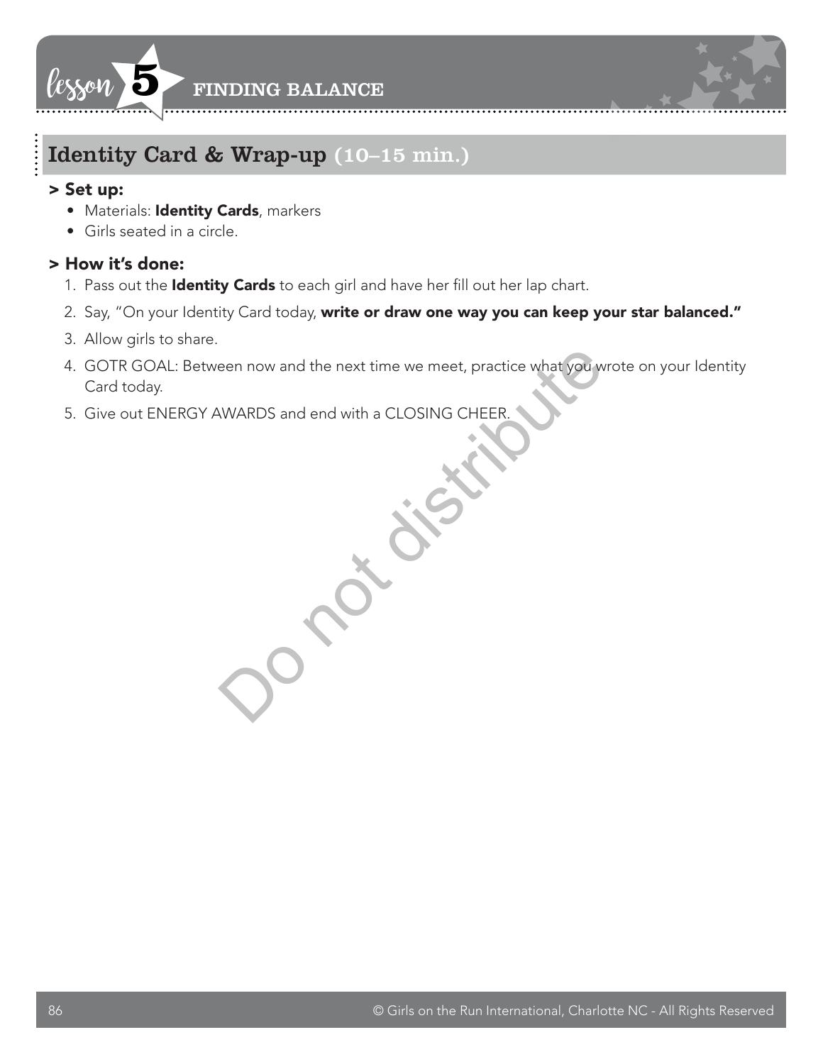## Identity Card & Wrap-up (10–15 min.)

### > Set up:

- Materials: **Identity Cards**, markers
- Girls seated in a circle.

### > How it's done:

1. Pass out the **Identity Cards** to each girl and have her fill out her lap chart.
2. Say, "On your Identity Card today, **write or draw one way you can keep your star balanced."**
3. Allow girls to share.
4. GOTR GOAL: Between now and the next time we meet, practice what you wrote on your Identity Card today.
5. Give out ENERGY AWARDS and end with a CLOSING CHEER.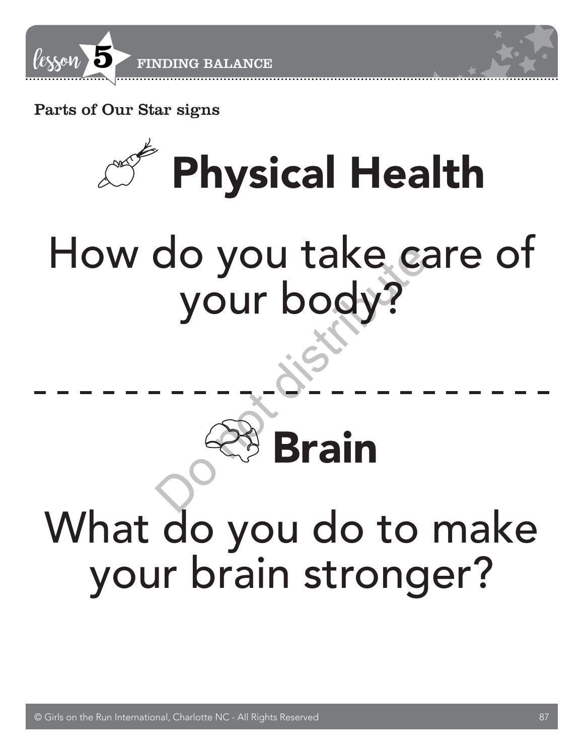Parts of Our Star signs

# Physical Health

How do you take care of your body?

---

# Brain

What do you do to make your brain stronger?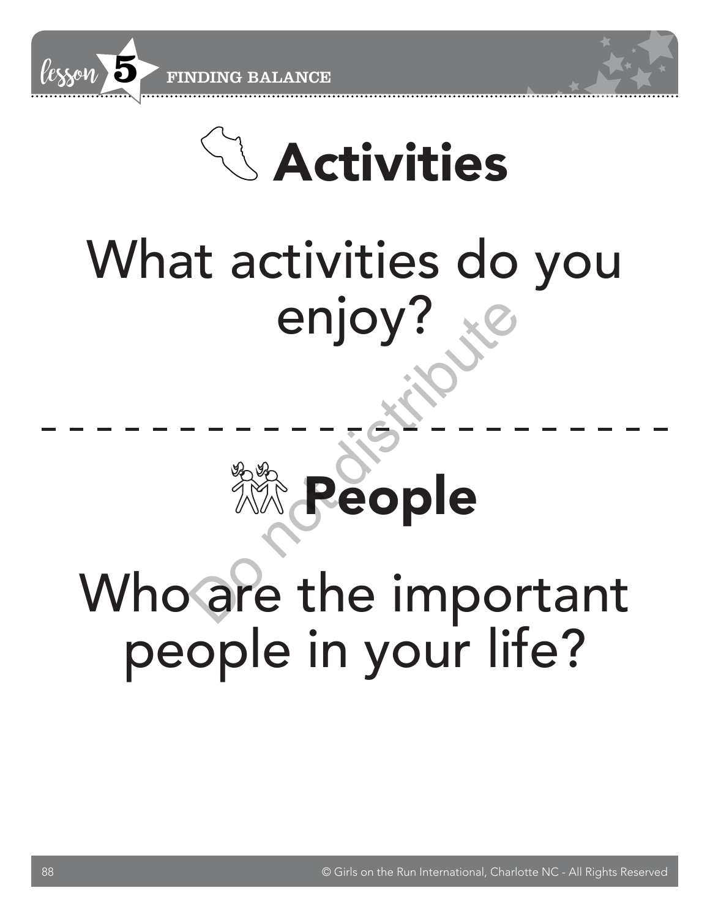# Activities

What activities do you enjoy?

---

# People

Who are the important people in your life?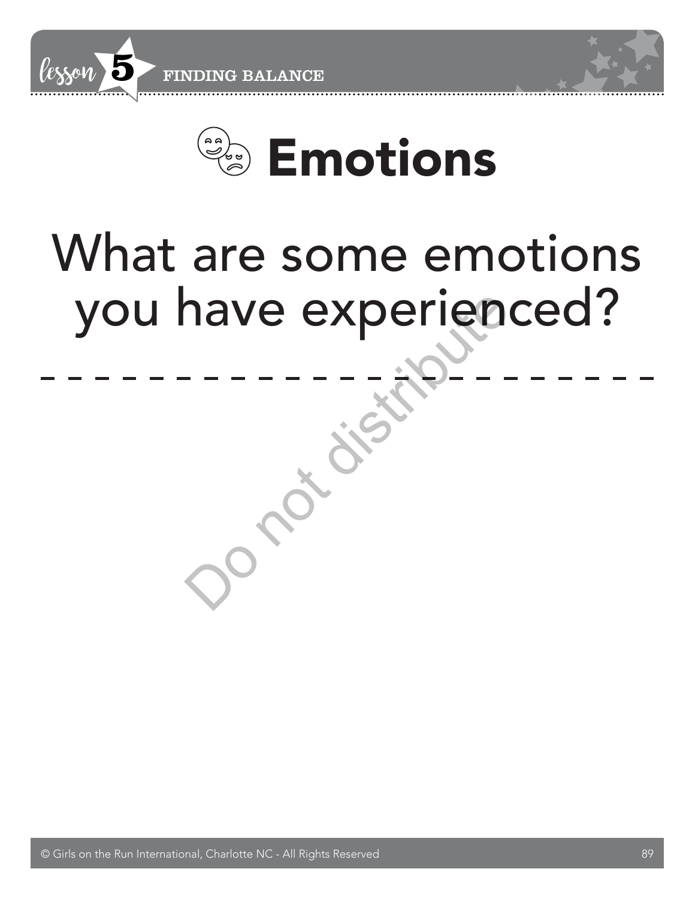# Emotions

## What are some emotions you have experienced?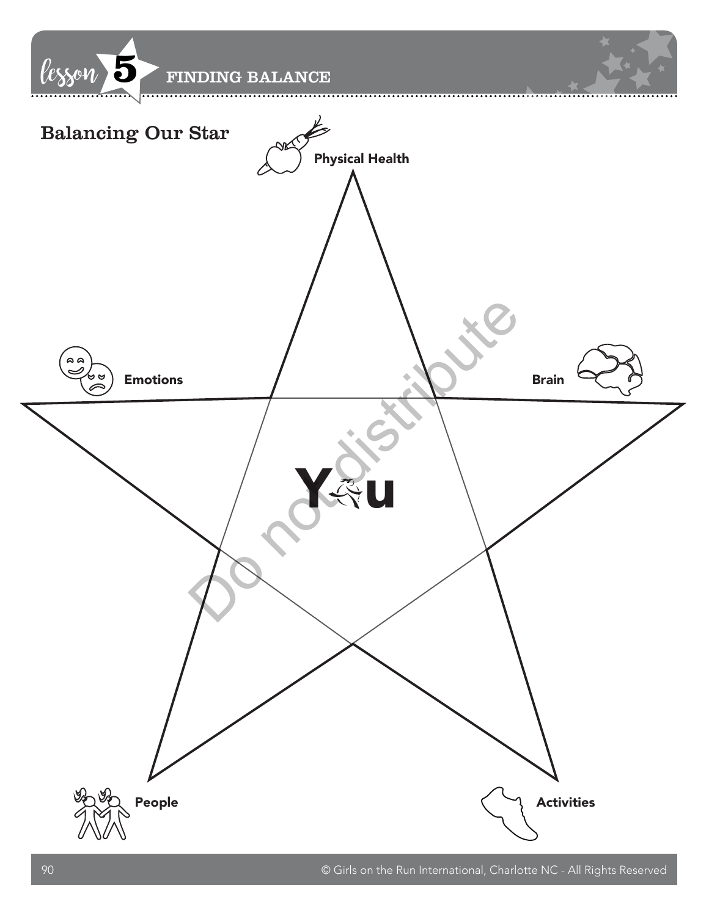## Balancing Our Star

Physical Health

Emotions

Brain

You

People

Activities